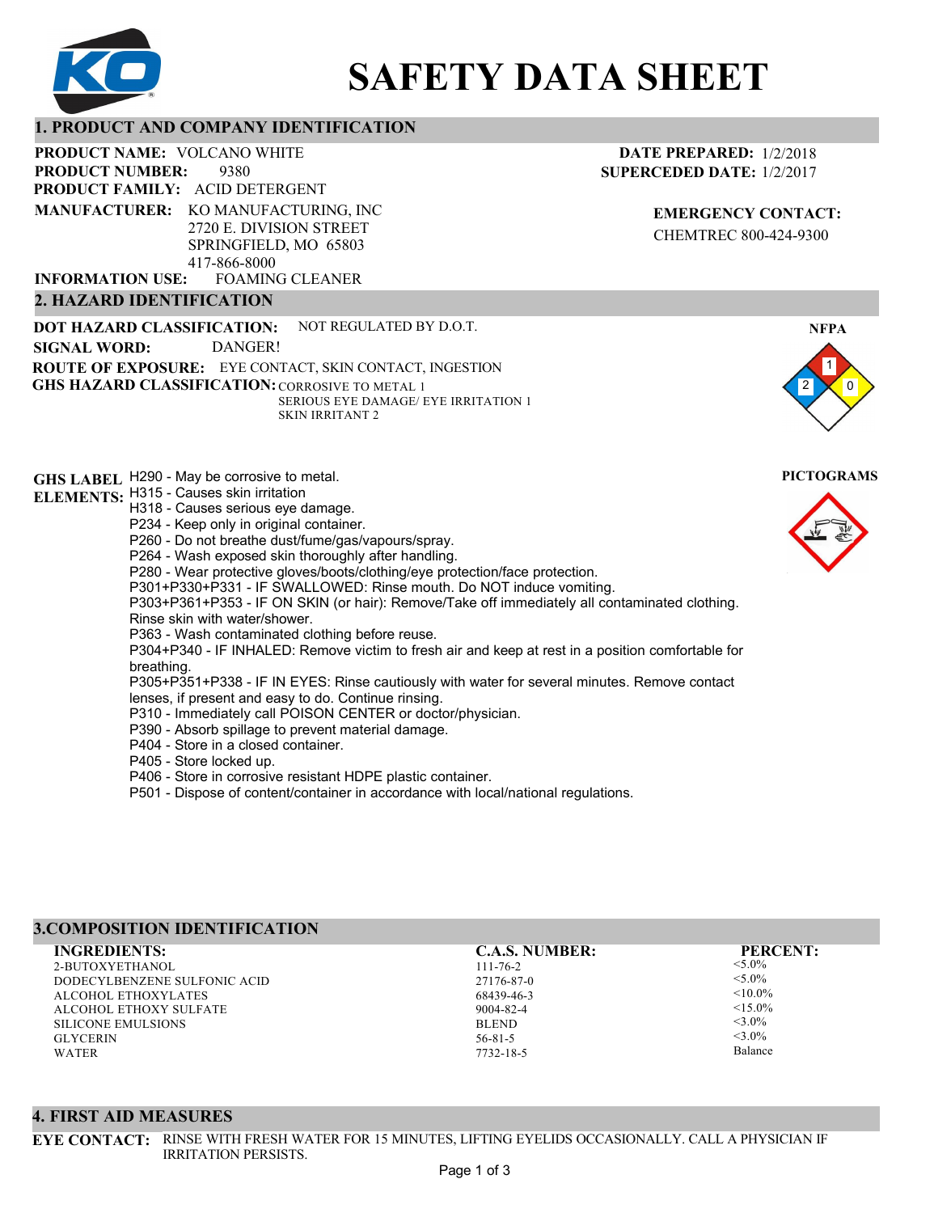# SAFETY DATA SHEET

## 1. PRODUCT AND COMPANY IDENTIFICATION

**PRODUCT NAME:** VOLCANO WHITE
**PRODUCT NUMBER:** 9380
**PRODUCT FAMILY:** ACID DETERGENT
**MANUFACTURER:** KO MANUFACTURING, INC
2720 E. DIVISION STREET
SPRINGFIELD, MO 65803
417-866-8000
**INFORMATION USE:** FOAMING CLEANER

**DATE PREPARED:** 1/2/2018
**SUPERCEDED DATE:** 1/2/2017

**EMERGENCY CONTACT:**
CHEMTREC 800-424-9300

## 2. HAZARD IDENTIFICATION

**DOT HAZARD CLASSIFICATION:** NOT REGULATED BY D.O.T.
**SIGNAL WORD:** DANGER!
**ROUTE OF EXPOSURE:** EYE CONTACT, SKIN CONTACT, INGESTION
**GHS HAZARD CLASSIFICATION:** CORROSIVE TO METAL 1
SERIOUS EYE DAMAGE/ EYE IRRITATION 1
SKIN IRRITANT 2

**NFPA**

Health: 2, Flammability: 1, Instability: 0

**GHS LABEL ELEMENTS:**

H290 - May be corrosive to metal.
H315 - Causes skin irritation
H318 - Causes serious eye damage.
P234 - Keep only in original container.
P260 - Do not breathe dust/fume/gas/vapours/spray.
P264 - Wash exposed skin thoroughly after handling.
P280 - Wear protective gloves/boots/clothing/eye protection/face protection.
P301+P330+P331 - IF SWALLOWED: Rinse mouth. Do NOT induce vomiting.
P303+P361+P353 - IF ON SKIN (or hair): Remove/Take off immediately all contaminated clothing. Rinse skin with water/shower.
P363 - Wash contaminated clothing before reuse.
P304+P340 - IF INHALED: Remove victim to fresh air and keep at rest in a position comfortable for breathing.
P305+P351+P338 - IF IN EYES: Rinse cautiously with water for several minutes. Remove contact lenses, if present and easy to do. Continue rinsing.
P310 - Immediately call POISON CENTER or doctor/physician.
P390 - Absorb spillage to prevent material damage.
P404 - Store in a closed container.
P405 - Store locked up.
P406 - Store in corrosive resistant HDPE plastic container.
P501 - Dispose of content/container in accordance with local/national regulations.

**PICTOGRAMS**

## 3.COMPOSITION IDENTIFICATION

| INGREDIENTS: | C.A.S. NUMBER: | PERCENT: |
|---|---|---|
| 2-BUTOXYETHANOL | 111-76-2 | <5.0% |
| DODECYLBENZENE SULFONIC ACID | 27176-87-0 | <5.0% |
| ALCOHOL ETHOXYLATES | 68439-46-3 | <10.0% |
| ALCOHOL ETHOXY SULFATE | 9004-82-4 | <15.0% |
| SILICONE EMULSIONS | BLEND | <3.0% |
| GLYCERIN | 56-81-5 | <3.0% |
| WATER | 7732-18-5 | Balance |

## 4. FIRST AID MEASURES

**EYE CONTACT:** RINSE WITH FRESH WATER FOR 15 MINUTES, LIFTING EYELIDS OCCASIONALLY. CALL A PHYSICIAN IF IRRITATION PERSISTS.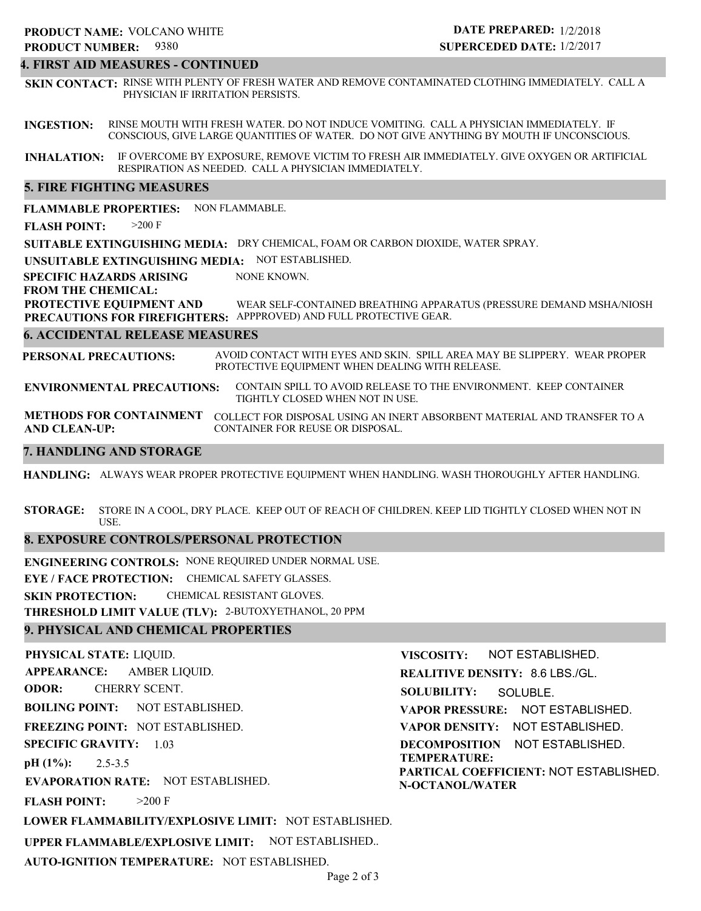**PRODUCT NAME:** VOLCANO WHITE
**PRODUCT NUMBER:** 9380

**DATE PREPARED:** 1/2/2018
**SUPERCEDED DATE:** 1/2/2017

## 4. FIRST AID MEASURES - CONTINUED

**SKIN CONTACT:** RINSE WITH PLENTY OF FRESH WATER AND REMOVE CONTAMINATED CLOTHING IMMEDIATELY. CALL A PHYSICIAN IF IRRITATION PERSISTS.

**INGESTION:** RINSE MOUTH WITH FRESH WATER. DO NOT INDUCE VOMITING. CALL A PHYSICIAN IMMEDIATELY. IF CONSCIOUS, GIVE LARGE QUANTITIES OF WATER. DO NOT GIVE ANYTHING BY MOUTH IF UNCONSCIOUS.

**INHALATION:** IF OVERCOME BY EXPOSURE, REMOVE VICTIM TO FRESH AIR IMMEDIATELY. GIVE OXYGEN OR ARTIFICIAL RESPIRATION AS NEEDED. CALL A PHYSICIAN IMMEDIATELY.

## 5. FIRE FIGHTING MEASURES

**FLAMMABLE PROPERTIES:** NON FLAMMABLE.

**FLASH POINT:** >200 F

**SUITABLE EXTINGUISHING MEDIA:** DRY CHEMICAL, FOAM OR CARBON DIOXIDE, WATER SPRAY.

**UNSUITABLE EXTINGUISHING MEDIA:** NOT ESTABLISHED.

**SPECIFIC HAZARDS ARISING FROM THE CHEMICAL:** NONE KNOWN.

**PROTECTIVE EQUIPMENT AND PRECAUTIONS FOR FIREFIGHTERS:** WEAR SELF-CONTAINED BREATHING APPARATUS (PRESSURE DEMAND MSHA/NIOSH APPPROVED) AND FULL PROTECTIVE GEAR.

## 6. ACCIDENTAL RELEASE MEASURES

**PERSONAL PRECAUTIONS:** AVOID CONTACT WITH EYES AND SKIN. SPILL AREA MAY BE SLIPPERY. WEAR PROPER PROTECTIVE EQUIPMENT WHEN DEALING WITH RELEASE.

**ENVIRONMENTAL PRECAUTIONS:** CONTAIN SPILL TO AVOID RELEASE TO THE ENVIRONMENT. KEEP CONTAINER TIGHTLY CLOSED WHEN NOT IN USE.

**METHODS FOR CONTAINMENT AND CLEAN-UP:** COLLECT FOR DISPOSAL USING AN INERT ABSORBENT MATERIAL AND TRANSFER TO A CONTAINER FOR REUSE OR DISPOSAL.

## 7. HANDLING AND STORAGE

**HANDLING:** ALWAYS WEAR PROPER PROTECTIVE EQUIPMENT WHEN HANDLING. WASH THOROUGHLY AFTER HANDLING.

**STORAGE:** STORE IN A COOL, DRY PLACE. KEEP OUT OF REACH OF CHILDREN. KEEP LID TIGHTLY CLOSED WHEN NOT IN USE.

## 8. EXPOSURE CONTROLS/PERSONAL PROTECTION

**ENGINEERING CONTROLS:** NONE REQUIRED UNDER NORMAL USE.

**EYE / FACE PROTECTION:** CHEMICAL SAFETY GLASSES.

**SKIN PROTECTION:** CHEMICAL RESISTANT GLOVES.

**THRESHOLD LIMIT VALUE (TLV):** 2-BUTOXYETHANOL, 20 PPM

## 9. PHYSICAL AND CHEMICAL PROPERTIES

**PHYSICAL STATE:** LIQUID.

**APPEARANCE:** AMBER LIQUID.

**ODOR:** CHERRY SCENT.

**BOILING POINT:** NOT ESTABLISHED.

**FREEZING POINT:** NOT ESTABLISHED.

**SPECIFIC GRAVITY:** 1.03

**pH (1%):** 2.5-3.5

**EVAPORATION RATE:** NOT ESTABLISHED.

**FLASH POINT:** >200 F

**LOWER FLAMMABILITY/EXPLOSIVE LIMIT:** NOT ESTABLISHED.

**UPPER FLAMMABLE/EXPLOSIVE LIMIT:** NOT ESTABLISHED..

**AUTO-IGNITION TEMPERATURE:** NOT ESTABLISHED.

**VISCOSITY:** NOT ESTABLISHED.

**REALITIVE DENSITY:** 8.6 LBS./GL.

**SOLUBILITY:** SOLUBLE.

**VAPOR PRESSURE:** NOT ESTABLISHED.

**VAPOR DENSITY:** NOT ESTABLISHED.

**DECOMPOSITION TEMPERATURE:** NOT ESTABLISHED.

**PARTICAL COEFFICIENT: N-OCTANOL/WATER** NOT ESTABLISHED.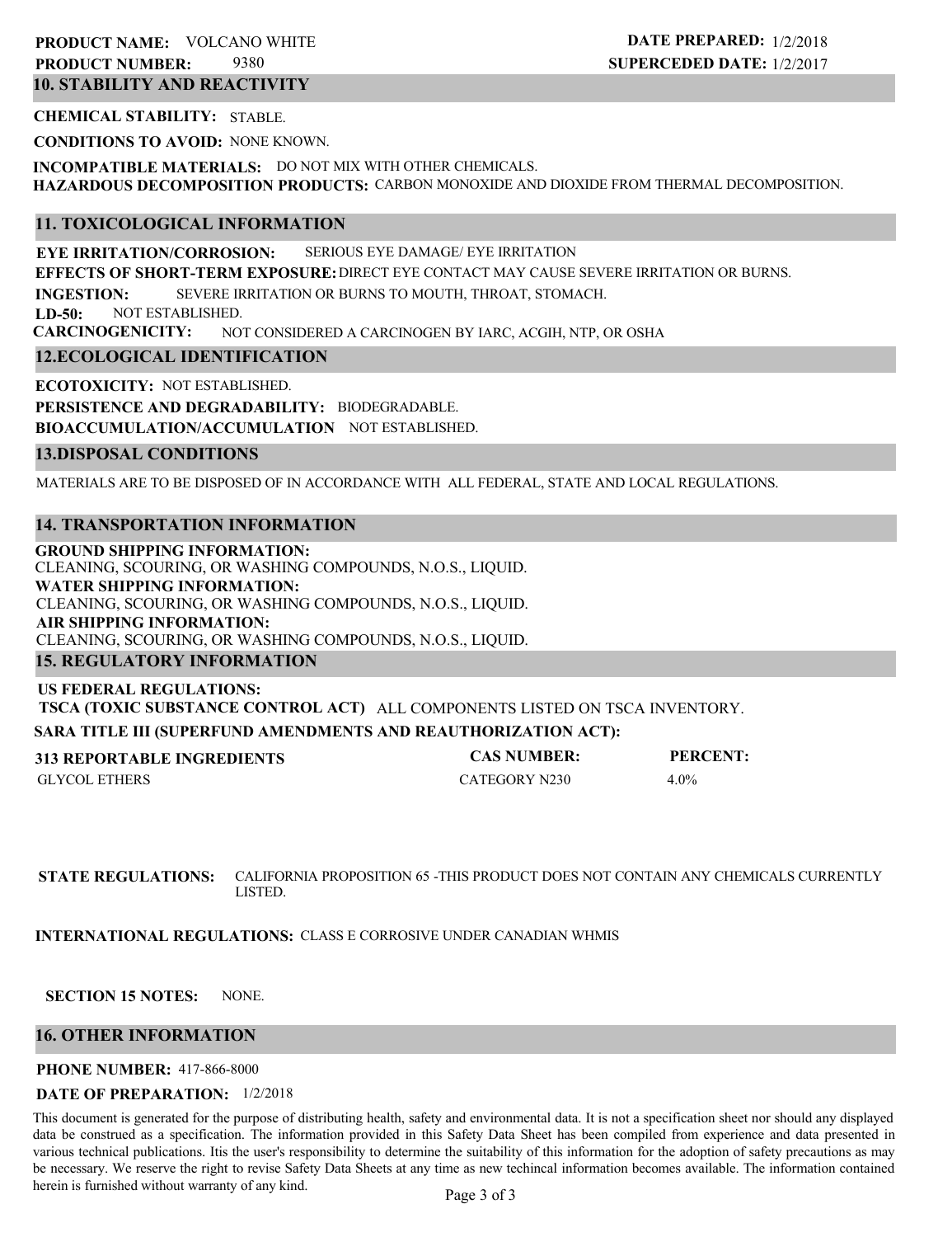**PRODUCT NAME:** VOLCANO WHITE
**PRODUCT NUMBER:** 9380

**DATE PREPARED:** 1/2/2018
**SUPERCEDED DATE:** 1/2/2017

## 10. STABILITY AND REACTIVITY

**CHEMICAL STABILITY:** STABLE.

**CONDITIONS TO AVOID:** NONE KNOWN.

**INCOMPATIBLE MATERIALS:** DO NOT MIX WITH OTHER CHEMICALS.

**HAZARDOUS DECOMPOSITION PRODUCTS:** CARBON MONOXIDE AND DIOXIDE FROM THERMAL DECOMPOSITION.

## 11. TOXICOLOGICAL INFORMATION

**EYE IRRITATION/CORROSION:** SERIOUS EYE DAMAGE/ EYE IRRITATION

**EFFECTS OF SHORT-TERM EXPOSURE:** DIRECT EYE CONTACT MAY CAUSE SEVERE IRRITATION OR BURNS.

**INGESTION:** SEVERE IRRITATION OR BURNS TO MOUTH, THROAT, STOMACH.

**LD-50:** NOT ESTABLISHED.

**CARCINOGENICITY:** NOT CONSIDERED A CARCINOGEN BY IARC, ACGIH, NTP, OR OSHA

## 12.ECOLOGICAL IDENTIFICATION

**ECOTOXICITY:** NOT ESTABLISHED.

**PERSISTENCE AND DEGRADABILITY:** BIODEGRADABLE.

**BIOACCUMULATION/ACCUMULATION** NOT ESTABLISHED.

## 13.DISPOSAL CONDITIONS

MATERIALS ARE TO BE DISPOSED OF IN ACCORDANCE WITH ALL FEDERAL, STATE AND LOCAL REGULATIONS.

## 14. TRANSPORTATION INFORMATION

**GROUND SHIPPING INFORMATION:**
CLEANING, SCOURING, OR WASHING COMPOUNDS, N.O.S., LIQUID.

**WATER SHIPPING INFORMATION:**
CLEANING, SCOURING, OR WASHING COMPOUNDS, N.O.S., LIQUID.

**AIR SHIPPING INFORMATION:**
CLEANING, SCOURING, OR WASHING COMPOUNDS, N.O.S., LIQUID.

## 15. REGULATORY INFORMATION

**US FEDERAL REGULATIONS:**

**TSCA (TOXIC SUBSTANCE CONTROL ACT)** ALL COMPONENTS LISTED ON TSCA INVENTORY.

**SARA TITLE III (SUPERFUND AMENDMENTS AND REAUTHORIZATION ACT):**

| 313 REPORTABLE INGREDIENTS | CAS NUMBER: | PERCENT: |
|---|---|---|
| GLYCOL ETHERS | CATEGORY N230 | 4.0% |

**STATE REGULATIONS:** CALIFORNIA PROPOSITION 65 -THIS PRODUCT DOES NOT CONTAIN ANY CHEMICALS CURRENTLY LISTED.

**INTERNATIONAL REGULATIONS:** CLASS E CORROSIVE UNDER CANADIAN WHMIS

**SECTION 15 NOTES:** NONE.

## 16. OTHER INFORMATION

**PHONE NUMBER:** 417-866-8000

**DATE OF PREPARATION:** 1/2/2018

This document is generated for the purpose of distributing health, safety and environmental data. It is not a specification sheet nor should any displayed data be construed as a specification. The information provided in this Safety Data Sheet has been compiled from experience and data presented in various technical publications. Itis the user's responsibility to determine the suitability of this information for the adoption of safety precautions as may be necessary. We reserve the right to revise Safety Data Sheets at any time as new techincal information becomes available. The information contained herein is furnished without warranty of any kind.